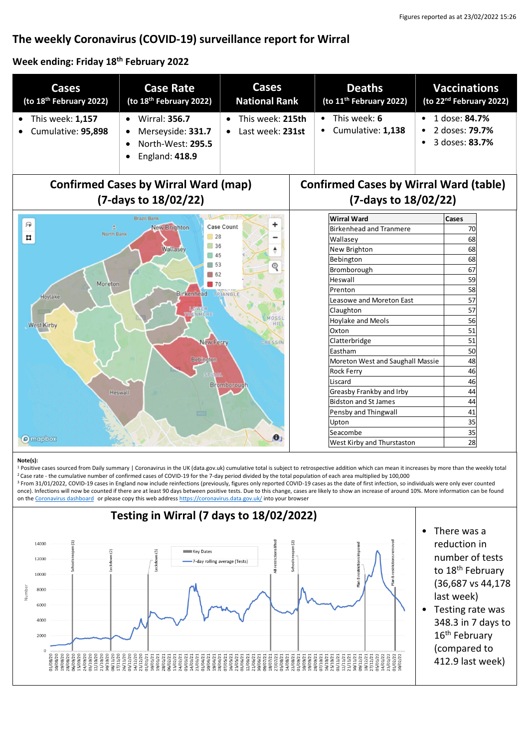Figures reported as at 23/02/2022 15:26

# The weekly Coronavirus (COVID-19) surveillance report for Wirral

## Week ending: Friday 18th February 2022

| Cases (to 18th February 2022) | Case Rate (to 18th February 2022) | Cases National Rank | Deaths (to 11th February 2022) | Vaccinations (to 22nd February 2022) |
|---|---|---|---|---|
| • This week: **1,157**<br>• Cumulative: **95,898** | • Wirral: **356.7**<br>• Merseyside: **331.7**<br>• North-West: **295.5**<br>• England: **418.9** | • This week: **215th**<br>• Last week: **231st** | • This week: **6**<br>• Cumulative: **1,138** | • 1 dose: **84.7%**<br>• 2 doses: **79.7%**<br>• 3 doses: **83.7%** |

## Confirmed Cases by Wirral Ward (map) (7-days to 18/02/22)

## Confirmed Cases by Wirral Ward (table) (7-days to 18/02/22)

| Wirral Ward | Cases |
|---|---|
| Birkenhead and Tranmere | 70 |
| Wallasey | 68 |
| New Brighton | 68 |
| Bebington | 68 |
| Bromborough | 67 |
| Heswall | 59 |
| Prenton | 58 |
| Leasowe and Moreton East | 57 |
| Claughton | 57 |
| Hoylake and Meols | 56 |
| Oxton | 51 |
| Clatterbridge | 51 |
| Eastham | 50 |
| Moreton West and Saughall Massie | 48 |
| Rock Ferry | 46 |
| Liscard | 46 |
| Greasby Frankby and Irby | 44 |
| Bidston and St James | 44 |
| Pensby and Thingwall | 41 |
| Upton | 35 |
| Seacombe | 35 |
| West Kirby and Thurstaston | 28 |

Note(s):

[1] Positive cases sourced from Daily summary | Coronavirus in the UK (data.gov.uk) cumulative total is subject to retrospective addition which can mean it increases by more than the weekly total

[2] Case rate - the cumulative number of confirmed cases of COVID-19 for the 7-day period divided by the total population of each area multiplied by 100,000

[3] From 31/01/2022, COVID-19 cases in England now include reinfections (previously, figures only reported COVID-19 cases as the date of first infection, so individuals were only ever counted once). Infections will now be counted if there are at least 90 days between positive tests. Due to this change, cases are likely to show an increase of around 10%. More information can be found on the Coronavirus dashboard or please copy this web address https://coronavirus.data.gov.uk/ into your browser

## Testing in Wirral (7 days to 18/02/2022)

- There was a reduction in number of tests to 18th February (36,687 vs 44,178 last week)
- Testing rate was 348.3 in 7 days to 16th February (compared to 412.9 last week)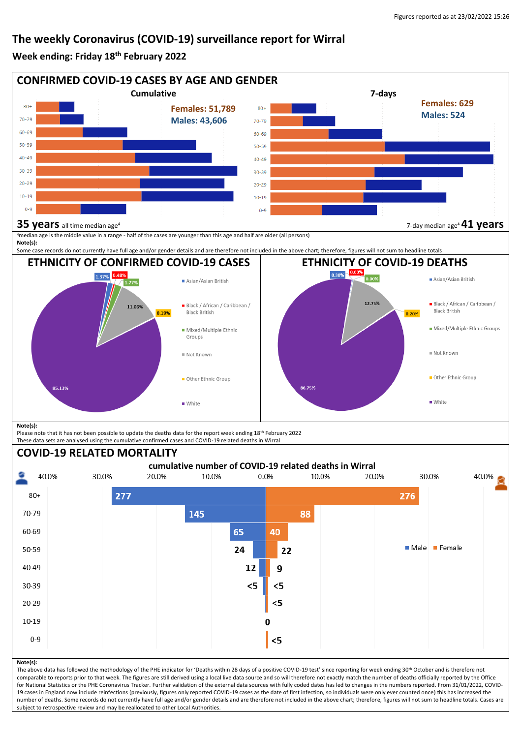Figures reported as at 23/02/2022 15:26

# The weekly Coronavirus (COVID-19) surveillance report for Wirral

**Week ending: Friday 18th February 2022**

## CONFIRMED COVID-19 CASES BY AGE AND GENDER

**Cumulative**

Females: 51,789
Males: 43,606

Age bands: 80+, 70-79, 60-69, 50-59, 40-49, 30-39, 20-29, 10-19, 0-9

**35 years** all time median age[4]

**7-days**

Females: 629
Males: 524

Age bands: 80+, 70-79, 60-69, 50-59, 40-49, 30-39, 20-29, 10-19, 0-9

7-day median age[4] **41 years**

[4]median age is the middle value in a range - half of the cases are younger than this age and half are older (all persons)

**Note(s):**
Some case records do not currently have full age and/or gender details and are therefore not included in the above chart; therefore, figures will not sum to headline totals

## ETHNICITY OF CONFIRMED COVID-19 CASES

| Ethnicity | % |
|---|---|
| Asian/Asian British | 1.37% |
| Black / African / Caribbean / Black British | 0.48% |
| Mixed/Multiple Ethnic Groups | 1.77% |
| Not Known | 11.06% |
| Other Ethnic Group | 0.19% |
| White | 85.13% |

## ETHNICITY OF COVID-19 DEATHS

| Ethnicity | % |
|---|---|
| Asian/Asian British | 0.30% |
| Black / African / Caribbean / Black British | 0.00% |
| Mixed/Multiple Ethnic Groups | 0.00% |
| Not Known | 12.75% |
| Other Ethnic Group | 0.20% |
| White | 86.75% |

**Note(s):**
Please note that it has not been possible to update the deaths data for the report week ending 18th February 2022
These data sets are analysed using the cumulative confirmed cases and COVID-19 related deaths in Wirral

## COVID-19 RELATED MORTALITY

**cumulative number of COVID-19 related deaths in Wirral**

| Age | Male | Female |
|---|---|---|
| 80+ | 277 | 276 |
| 70-79 | 145 | 88 |
| 60-69 | 65 | 40 |
| 50-59 | 24 | 22 |
| 40-49 | 12 | 9 |
| 30-39 | <5 | <5 |
| 20-29 | | <5 |
| 10-19 | 0 | |
| 0-9 | | <5 |

**Note(s):**
The above data has followed the methodology of the PHE indicator for 'Deaths within 28 days of a positive COVID-19 test' since reporting for week ending 30th October and is therefore not comparable to reports prior to that week. The figures are still derived using a local live data source and so will therefore not exactly match the number of deaths officially reported by the Office for National Statistics or the PHE Coronavirus Tracker. Further validation of the external data sources with fully coded dates has led to changes in the numbers reported. From 31/01/2022, COVID-19 cases in England now include reinfections (previously, figures only reported COVID-19 cases as the date of first infection, so individuals were only ever counted once) this has increased the number of deaths. Some records do not currently have full age and/or gender details and are therefore not included in the above chart; therefore, figures will not sum to headline totals. Cases are subject to retrospective review and may be reallocated to other Local Authorities.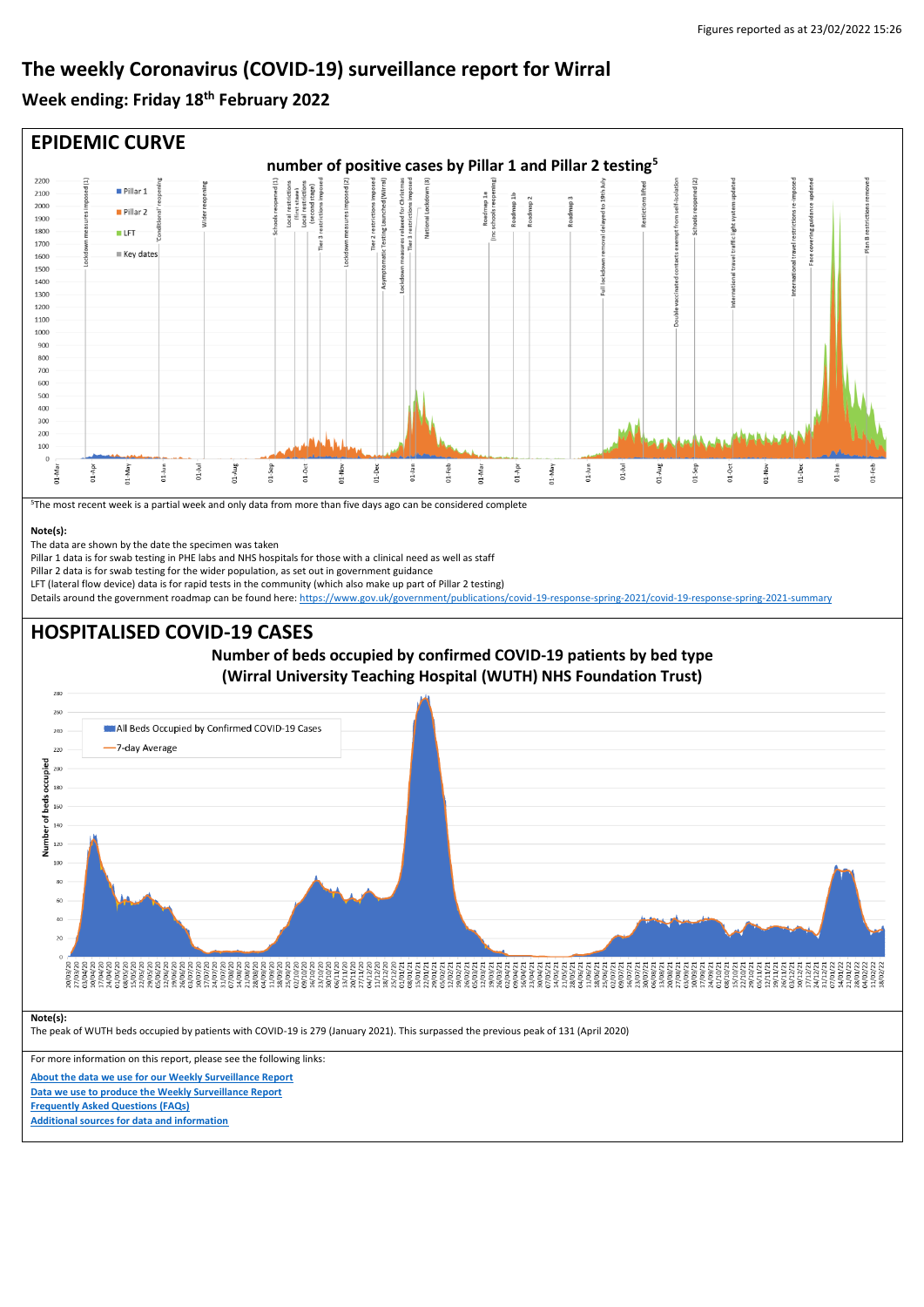Figures reported as at 23/02/2022 15:26

# The weekly Coronavirus (COVID-19) surveillance report for Wirral

## Week ending: Friday 18th February 2022

## EPIDEMIC CURVE

number of positive cases by Pillar 1 and Pillar 2 testing[5]

Pillar 1
Pillar 2
LFT
Key dates

Lockdown measures imposed (1)
'Conditional' reopening
Wider reopening
Schools reopened (1)
Local restrictions (first stage)
Local restrictions (second stage)
Tier 3 restrictions imposed
Lockdown measures imposed (2)
Tier 2 restrictions imposed
Asymptomatic Testing Launched (Wirral)
Lockdown measures relaxed for Christmas
Tier 3 restrictions imposed
National Lockdown (3)
Roadmap 1a (inc schools reopening)
Roadmap 1b
Roadmap 2
Roadmap 3
Full lockdown removal delayed to 19th July
Restrictions lifted
Double vaccinated contacts exempt from self-isolation
Schools reopened (2)
International travel traffic light system updated
International travel restrictions re-imposed
Face covering guidance updated
Plan B restrictions removed

[5]The most recent week is a partial week and only data from more than five days ago can be considered complete

**Note(s):**

The data are shown by the date the specimen was taken

Pillar 1 data is for swab testing in PHE labs and NHS hospitals for those with a clinical need as well as staff

Pillar 2 data is for swab testing for the wider population, as set out in government guidance

LFT (lateral flow device) data is for rapid tests in the community (which also make up part of Pillar 2 testing)

Details around the government roadmap can be found here: https://www.gov.uk/government/publications/covid-19-response-spring-2021/covid-19-response-spring-2021-summary

## HOSPITALISED COVID-19 CASES

Number of beds occupied by confirmed COVID-19 patients by bed type
(Wirral University Teaching Hospital (WUTH) NHS Foundation Trust)

All Beds Occupied by Confirmed COVID-19 Cases
7-day Average

Number of beds occupied

**Note(s):**

The peak of WUTH beds occupied by patients with COVID-19 is 279 (January 2021). This surpassed the previous peak of 131 (April 2020)

For more information on this report, please see the following links:

**About the data we use for our Weekly Surveillance Report**

**Data we use to produce the Weekly Surveillance Report**

**Frequently Asked Questions (FAQs)**

**Additional sources for data and information**